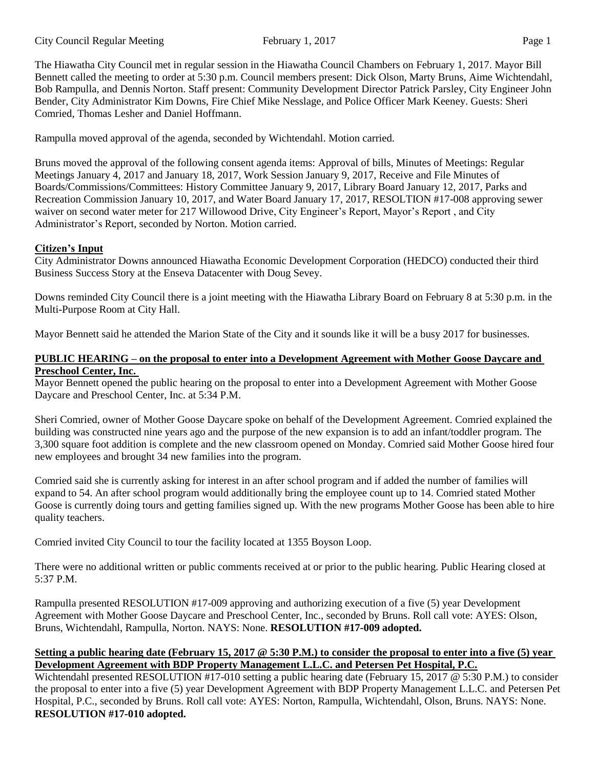The Hiawatha City Council met in regular session in the Hiawatha Council Chambers on February 1, 2017. Mayor Bill Bennett called the meeting to order at 5:30 p.m. Council members present: Dick Olson, Marty Bruns, Aime Wichtendahl, Bob Rampulla, and Dennis Norton. Staff present: Community Development Director Patrick Parsley, City Engineer John Bender, City Administrator Kim Downs, Fire Chief Mike Nesslage, and Police Officer Mark Keeney. Guests: Sheri Comried, Thomas Lesher and Daniel Hoffmann.

Rampulla moved approval of the agenda, seconded by Wichtendahl. Motion carried.

Bruns moved the approval of the following consent agenda items: Approval of bills, Minutes of Meetings: Regular Meetings January 4, 2017 and January 18, 2017, Work Session January 9, 2017, Receive and File Minutes of Boards/Commissions/Committees: History Committee January 9, 2017, Library Board January 12, 2017, Parks and Recreation Commission January 10, 2017, and Water Board January 17, 2017, RESOLTION #17-008 approving sewer waiver on second water meter for 217 Willowood Drive, City Engineer's Report, Mayor's Report , and City Administrator's Report, seconded by Norton. Motion carried.

**Citizen's Input**

City Administrator Downs announced Hiawatha Economic Development Corporation (HEDCO) conducted their third Business Success Story at the Enseva Datacenter with Doug Sevey.

Downs reminded City Council there is a joint meeting with the Hiawatha Library Board on February 8 at 5:30 p.m. in the Multi-Purpose Room at City Hall.

Mayor Bennett said he attended the Marion State of the City and it sounds like it will be a busy 2017 for businesses.

**PUBLIC HEARING – on the proposal to enter into a Development Agreement with Mother Goose Daycare and Preschool Center, Inc.**

Mayor Bennett opened the public hearing on the proposal to enter into a Development Agreement with Mother Goose Daycare and Preschool Center, Inc. at 5:34 P.M.

Sheri Comried, owner of Mother Goose Daycare spoke on behalf of the Development Agreement. Comried explained the building was constructed nine years ago and the purpose of the new expansion is to add an infant/toddler program. The 3,300 square foot addition is complete and the new classroom opened on Monday. Comried said Mother Goose hired four new employees and brought 34 new families into the program.

Comried said she is currently asking for interest in an after school program and if added the number of families will expand to 54. An after school program would additionally bring the employee count up to 14. Comried stated Mother Goose is currently doing tours and getting families signed up. With the new programs Mother Goose has been able to hire quality teachers.

Comried invited City Council to tour the facility located at 1355 Boyson Loop.

There were no additional written or public comments received at or prior to the public hearing. Public Hearing closed at 5:37 P.M.

Rampulla presented RESOLUTION #17-009 approving and authorizing execution of a five (5) year Development Agreement with Mother Goose Daycare and Preschool Center, Inc., seconded by Bruns. Roll call vote: AYES: Olson, Bruns, Wichtendahl, Rampulla, Norton. NAYS: None. **RESOLUTION #17-009 adopted.**

**Setting a public hearing date (February 15, 2017 @ 5:30 P.M.) to consider the proposal to enter into a five (5) year Development Agreement with BDP Property Management L.L.C. and Petersen Pet Hospital, P.C.**

Wichtendahl presented RESOLUTION #17-010 setting a public hearing date (February 15, 2017 @ 5:30 P.M.) to consider the proposal to enter into a five (5) year Development Agreement with BDP Property Management L.L.C. and Petersen Pet Hospital, P.C., seconded by Bruns. Roll call vote: AYES: Norton, Rampulla, Wichtendahl, Olson, Bruns. NAYS: None. **RESOLUTION #17-010 adopted.**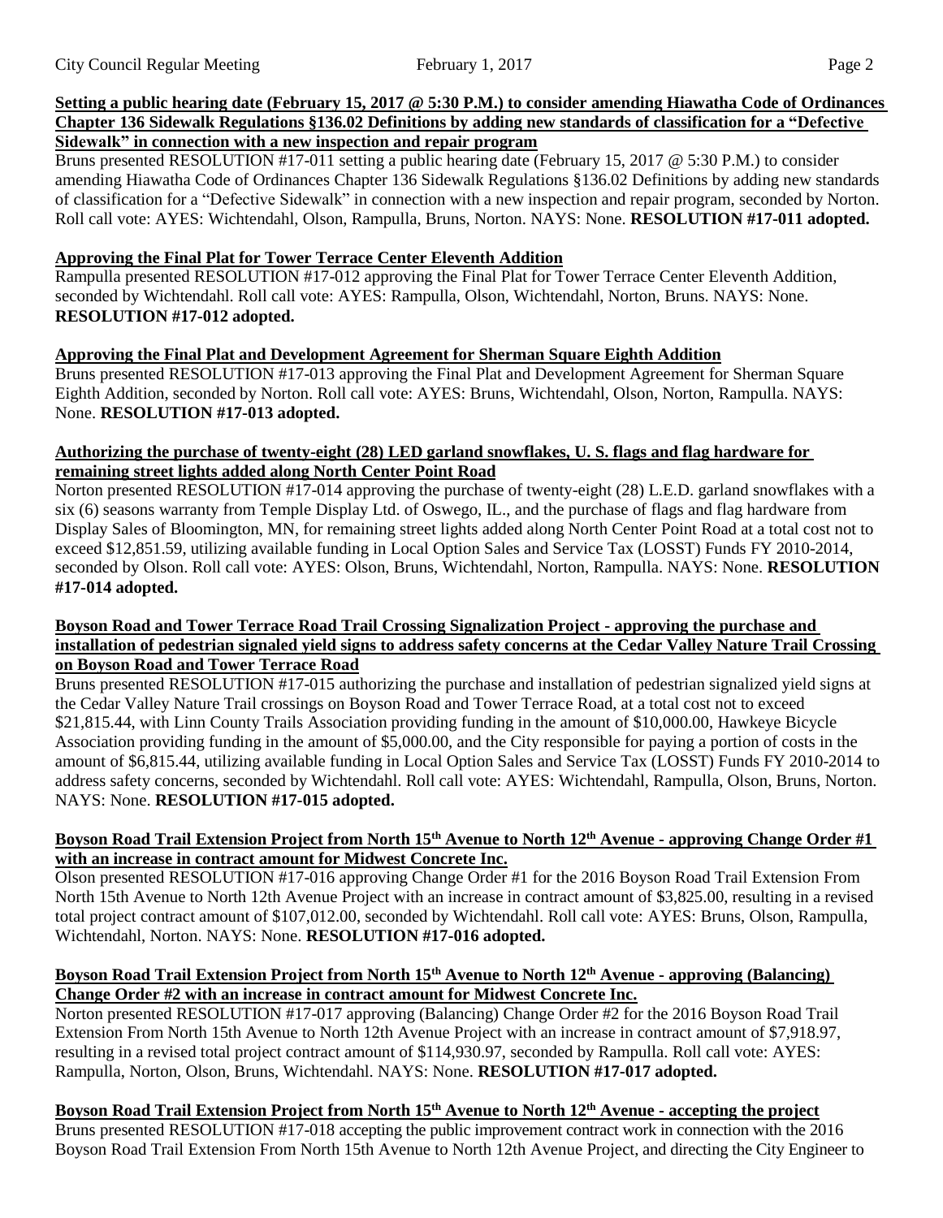**Setting a public hearing date (February 15, 2017 @ 5:30 P.M.) to consider amending Hiawatha Code of Ordinances Chapter 136 Sidewalk Regulations §136.02 Definitions by adding new standards of classification for a "Defective Sidewalk" in connection with a new inspection and repair program**

Bruns presented RESOLUTION #17-011 setting a public hearing date (February 15, 2017 @ 5:30 P.M.) to consider amending Hiawatha Code of Ordinances Chapter 136 Sidewalk Regulations §136.02 Definitions by adding new standards of classification for a "Defective Sidewalk" in connection with a new inspection and repair program, seconded by Norton. Roll call vote: AYES: Wichtendahl, Olson, Rampulla, Bruns, Norton. NAYS: None. **RESOLUTION #17-011 adopted.**

**Approving the Final Plat for Tower Terrace Center Eleventh Addition**

Rampulla presented RESOLUTION #17-012 approving the Final Plat for Tower Terrace Center Eleventh Addition, seconded by Wichtendahl. Roll call vote: AYES: Rampulla, Olson, Wichtendahl, Norton, Bruns. NAYS: None. **RESOLUTION #17-012 adopted.**

**Approving the Final Plat and Development Agreement for Sherman Square Eighth Addition**

Bruns presented RESOLUTION #17-013 approving the Final Plat and Development Agreement for Sherman Square Eighth Addition, seconded by Norton. Roll call vote: AYES: Bruns, Wichtendahl, Olson, Norton, Rampulla. NAYS: None. **RESOLUTION #17-013 adopted.**

**Authorizing the purchase of twenty-eight (28) LED garland snowflakes, U. S. flags and flag hardware for remaining street lights added along North Center Point Road**

Norton presented RESOLUTION #17-014 approving the purchase of twenty-eight (28) L.E.D. garland snowflakes with a six (6) seasons warranty from Temple Display Ltd. of Oswego, IL., and the purchase of flags and flag hardware from Display Sales of Bloomington, MN, for remaining street lights added along North Center Point Road at a total cost not to exceed $12,851.59, utilizing available funding in Local Option Sales and Service Tax (LOSST) Funds FY 2010-2014, seconded by Olson. Roll call vote: AYES: Olson, Bruns, Wichtendahl, Norton, Rampulla. NAYS: None. **RESOLUTION #17-014 adopted.**

**Boyson Road and Tower Terrace Road Trail Crossing Signalization Project - approving the purchase and installation of pedestrian signaled yield signs to address safety concerns at the Cedar Valley Nature Trail Crossing on Boyson Road and Tower Terrace Road**

Bruns presented RESOLUTION #17-015 authorizing the purchase and installation of pedestrian signalized yield signs at the Cedar Valley Nature Trail crossings on Boyson Road and Tower Terrace Road, at a total cost not to exceed $21,815.44, with Linn County Trails Association providing funding in the amount of $10,000.00, Hawkeye Bicycle Association providing funding in the amount of $5,000.00, and the City responsible for paying a portion of costs in the amount of $6,815.44, utilizing available funding in Local Option Sales and Service Tax (LOSST) Funds FY 2010-2014 to address safety concerns, seconded by Wichtendahl. Roll call vote: AYES: Wichtendahl, Rampulla, Olson, Bruns, Norton. NAYS: None. **RESOLUTION #17-015 adopted.**

**Boyson Road Trail Extension Project from North 15th Avenue to North 12th Avenue - approving Change Order #1 with an increase in contract amount for Midwest Concrete Inc.**

Olson presented RESOLUTION #17-016 approving Change Order #1 for the 2016 Boyson Road Trail Extension From North 15th Avenue to North 12th Avenue Project with an increase in contract amount of $3,825.00, resulting in a revised total project contract amount of $107,012.00, seconded by Wichtendahl. Roll call vote: AYES: Bruns, Olson, Rampulla, Wichtendahl, Norton. NAYS: None. **RESOLUTION #17-016 adopted.**

**Boyson Road Trail Extension Project from North 15th Avenue to North 12th Avenue - approving (Balancing) Change Order #2 with an increase in contract amount for Midwest Concrete Inc.**

Norton presented RESOLUTION #17-017 approving (Balancing) Change Order #2 for the 2016 Boyson Road Trail Extension From North 15th Avenue to North 12th Avenue Project with an increase in contract amount of $7,918.97, resulting in a revised total project contract amount of $114,930.97, seconded by Rampulla. Roll call vote: AYES: Rampulla, Norton, Olson, Bruns, Wichtendahl. NAYS: None. **RESOLUTION #17-017 adopted.**

**Boyson Road Trail Extension Project from North 15th Avenue to North 12th Avenue - accepting the project**

Bruns presented RESOLUTION #17-018 accepting the public improvement contract work in connection with the 2016 Boyson Road Trail Extension From North 15th Avenue to North 12th Avenue Project, and directing the City Engineer to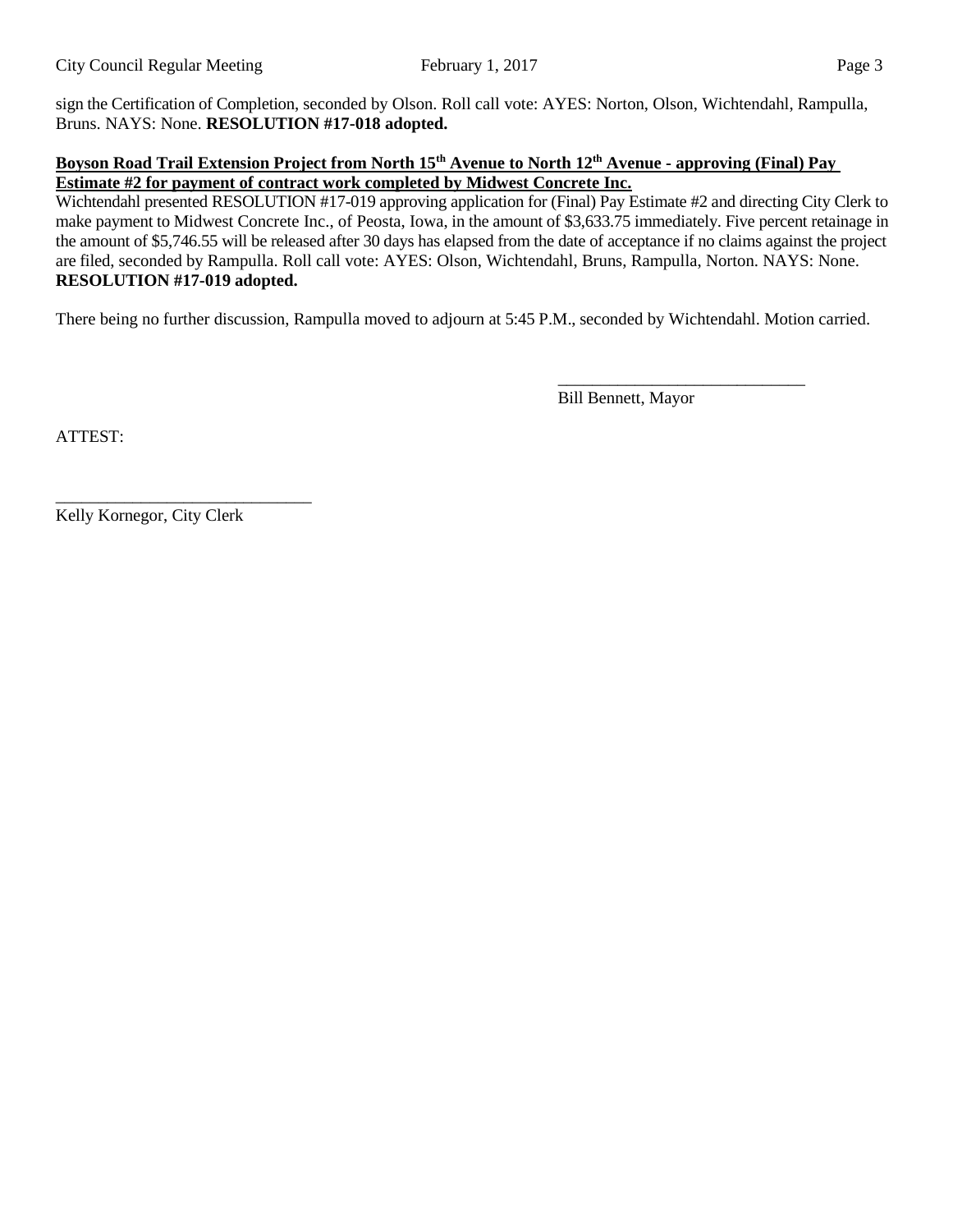sign the Certification of Completion, seconded by Olson. Roll call vote: AYES: Norton, Olson, Wichtendahl, Rampulla, Bruns. NAYS: None. **RESOLUTION #17-018 adopted.**

**Boyson Road Trail Extension Project from North 15th Avenue to North 12th Avenue - approving (Final) Pay Estimate #2 for payment of contract work completed by Midwest Concrete Inc.**

Wichtendahl presented RESOLUTION #17-019 approving application for (Final) Pay Estimate #2 and directing City Clerk to make payment to Midwest Concrete Inc., of Peosta, Iowa, in the amount of $3,633.75 immediately. Five percent retainage in the amount of $5,746.55 will be released after 30 days has elapsed from the date of acceptance if no claims against the project are filed, seconded by Rampulla. Roll call vote: AYES: Olson, Wichtendahl, Bruns, Rampulla, Norton. NAYS: None. **RESOLUTION #17-019 adopted.**

There being no further discussion, Rampulla moved to adjourn at 5:45 P.M., seconded by Wichtendahl. Motion carried.

______________________________
Bill Bennett, Mayor

ATTEST:

______________________________
Kelly Kornegor, City Clerk